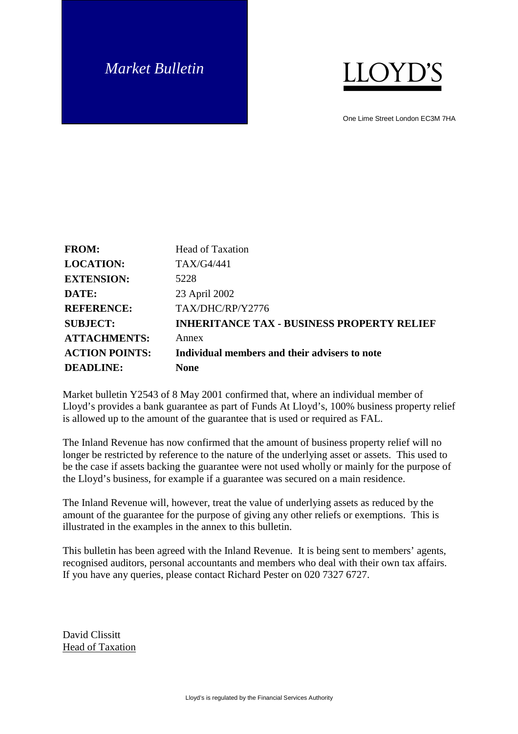*Market Bulletin*

LLOYD'S

One Lime Street London EC3M 7HA

| | |
|---|---|
| **FROM:** | Head of Taxation |
| **LOCATION:** | TAX/G4/441 |
| **EXTENSION:** | 5228 |
| **DATE:** | 23 April 2002 |
| **REFERENCE:** | TAX/DHC/RP/Y2776 |
| **SUBJECT:** | **INHERITANCE TAX - BUSINESS PROPERTY RELIEF** |
| **ATTACHMENTS:** | Annex |
| **ACTION POINTS:** | **Individual members and their advisers to note** |
| **DEADLINE:** | **None** |

Market bulletin Y2543 of 8 May 2001 confirmed that, where an individual member of Lloyd's provides a bank guarantee as part of Funds At Lloyd's, 100% business property relief is allowed up to the amount of the guarantee that is used or required as FAL.

The Inland Revenue has now confirmed that the amount of business property relief will no longer be restricted by reference to the nature of the underlying asset or assets. This used to be the case if assets backing the guarantee were not used wholly or mainly for the purpose of the Lloyd's business, for example if a guarantee was secured on a main residence.

The Inland Revenue will, however, treat the value of underlying assets as reduced by the amount of the guarantee for the purpose of giving any other reliefs or exemptions. This is illustrated in the examples in the annex to this bulletin.

This bulletin has been agreed with the Inland Revenue. It is being sent to members' agents, recognised auditors, personal accountants and members who deal with their own tax affairs. If you have any queries, please contact Richard Pester on 020 7327 6727.

David Clissitt
Head of Taxation

Lloyd's is regulated by the Financial Services Authority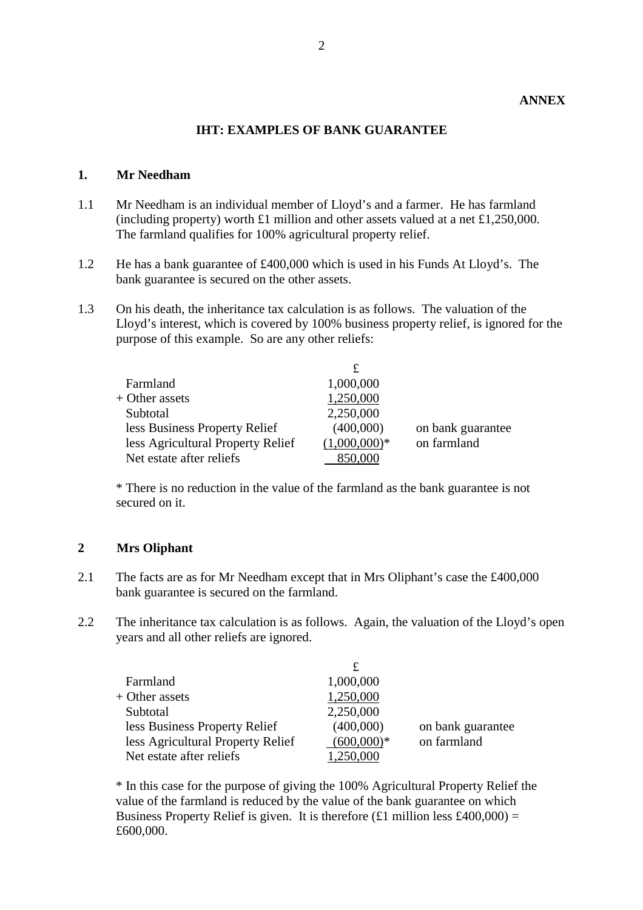**ANNEX**

## IHT: EXAMPLES OF BANK GUARANTEE

### 1. Mr Needham

1.1 Mr Needham is an individual member of Lloyd's and a farmer. He has farmland (including property) worth £1 million and other assets valued at a net £1,250,000. The farmland qualifies for 100% agricultural property relief.

1.2 He has a bank guarantee of £400,000 which is used in his Funds At Lloyd's. The bank guarantee is secured on the other assets.

1.3 On his death, the inheritance tax calculation is as follows. The valuation of the Lloyd's interest, which is covered by 100% business property relief, is ignored for the purpose of this example. So are any other reliefs:

| | £ | |
|---|---|---|
| Farmland | 1,000,000 | |
| + Other assets | 1,250,000 | |
| Subtotal | 2,250,000 | |
| less Business Property Relief | (400,000) | on bank guarantee |
| less Agricultural Property Relief | (1,000,000)* | on farmland |
| Net estate after reliefs | 850,000 | |

\* There is no reduction in the value of the farmland as the bank guarantee is not secured on it.

### 2 Mrs Oliphant

2.1 The facts are as for Mr Needham except that in Mrs Oliphant's case the £400,000 bank guarantee is secured on the farmland.

2.2 The inheritance tax calculation is as follows. Again, the valuation of the Lloyd's open years and all other reliefs are ignored.

| | £ | |
|---|---|---|
| Farmland | 1,000,000 | |
| + Other assets | 1,250,000 | |
| Subtotal | 2,250,000 | |
| less Business Property Relief | (400,000) | on bank guarantee |
| less Agricultural Property Relief | (600,000)* | on farmland |
| Net estate after reliefs | 1,250,000 | |

\* In this case for the purpose of giving the 100% Agricultural Property Relief the value of the farmland is reduced by the value of the bank guarantee on which Business Property Relief is given. It is therefore (£1 million less £400,000) = £600,000.